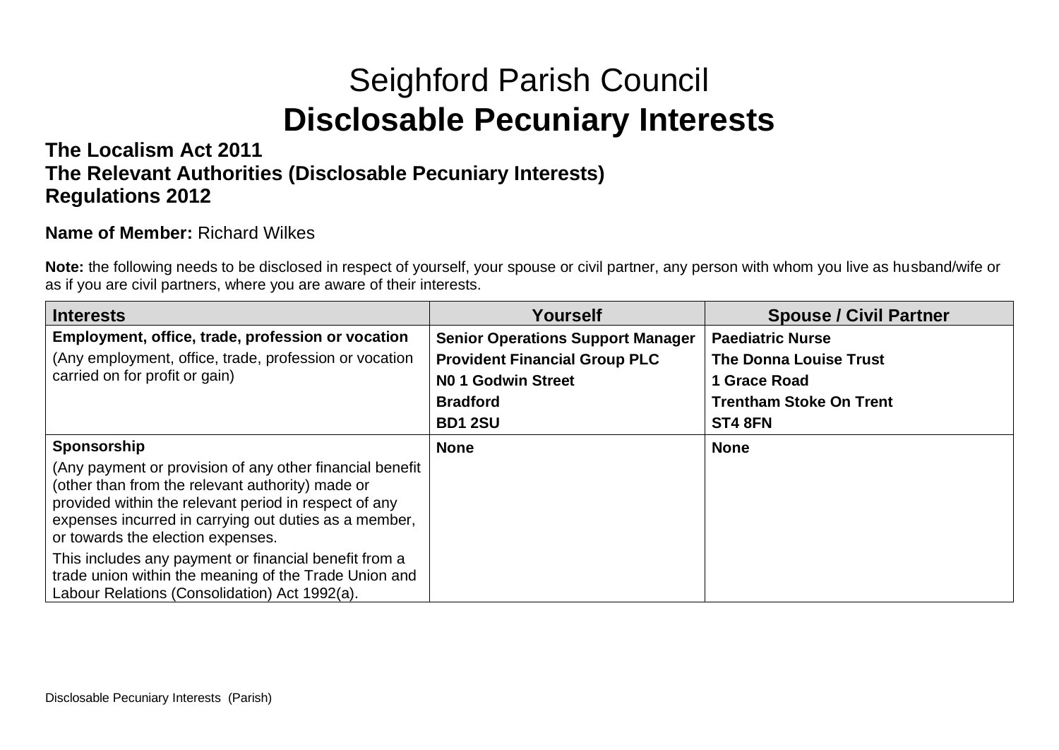# Seighford Parish Council
# **Disclosable Pecuniary Interests**

### **The Localism Act 2011**
### **The Relevant Authorities (Disclosable Pecuniary Interests) Regulations 2012**

**Name of Member:** Richard Wilkes

**Note:** the following needs to be disclosed in respect of yourself, your spouse or civil partner, any person with whom you live as husband/wife or as if you are civil partners, where you are aware of their interests.

| Interests | Yourself | Spouse / Civil Partner |
|---|---|---|
| **Employment, office, trade, profession or vocation**<br>(Any employment, office, trade, profession or vocation carried on for profit or gain) | **Senior Operations Support Manager**<br>**Provident Financial Group PLC**<br>**N0 1 Godwin Street**<br>**Bradford**<br>**BD1 2SU** | **Paediatric Nurse**<br>**The Donna Louise Trust**<br>**1 Grace Road**<br>**Trentham Stoke On Trent**<br>**ST4 8FN** |
| **Sponsorship**<br>(Any payment or provision of any other financial benefit (other than from the relevant authority) made or provided within the relevant period in respect of any expenses incurred in carrying out duties as a member, or towards the election expenses.<br>This includes any payment or financial benefit from a trade union within the meaning of the Trade Union and Labour Relations (Consolidation) Act 1992(a). | **None** | **None** |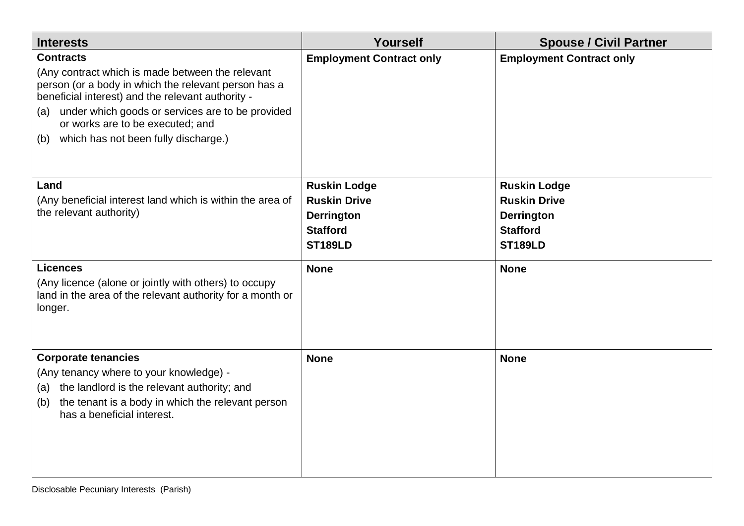| **Interests** | **Yourself** | **Spouse / Civil Partner** |
|---|---|---|
| **Contracts**<br>(Any contract which is made between the relevant person (or a body in which the relevant person has a beneficial interest) and the relevant authority -<br>(a) under which goods or services are to be provided or works are to be executed; and<br>(b) which has not been fully discharge.) | **Employment Contract only** | **Employment Contract only** |
| **Land**<br>(Any beneficial interest land which is within the area of the relevant authority) | **Ruskin Lodge**<br>**Ruskin Drive**<br>**Derrington**<br>**Stafford**<br>**ST189LD** | **Ruskin Lodge**<br>**Ruskin Drive**<br>**Derrington**<br>**Stafford**<br>**ST189LD** |
| **Licences**<br>(Any licence (alone or jointly with others) to occupy land in the area of the relevant authority for a month or longer. | **None** | **None** |
| **Corporate tenancies**<br>(Any tenancy where to your knowledge) -<br>(a) the landlord is the relevant authority; and<br>(b) the tenant is a body in which the relevant person has a beneficial interest. | **None** | **None** |

Disclosable Pecuniary Interests (Parish)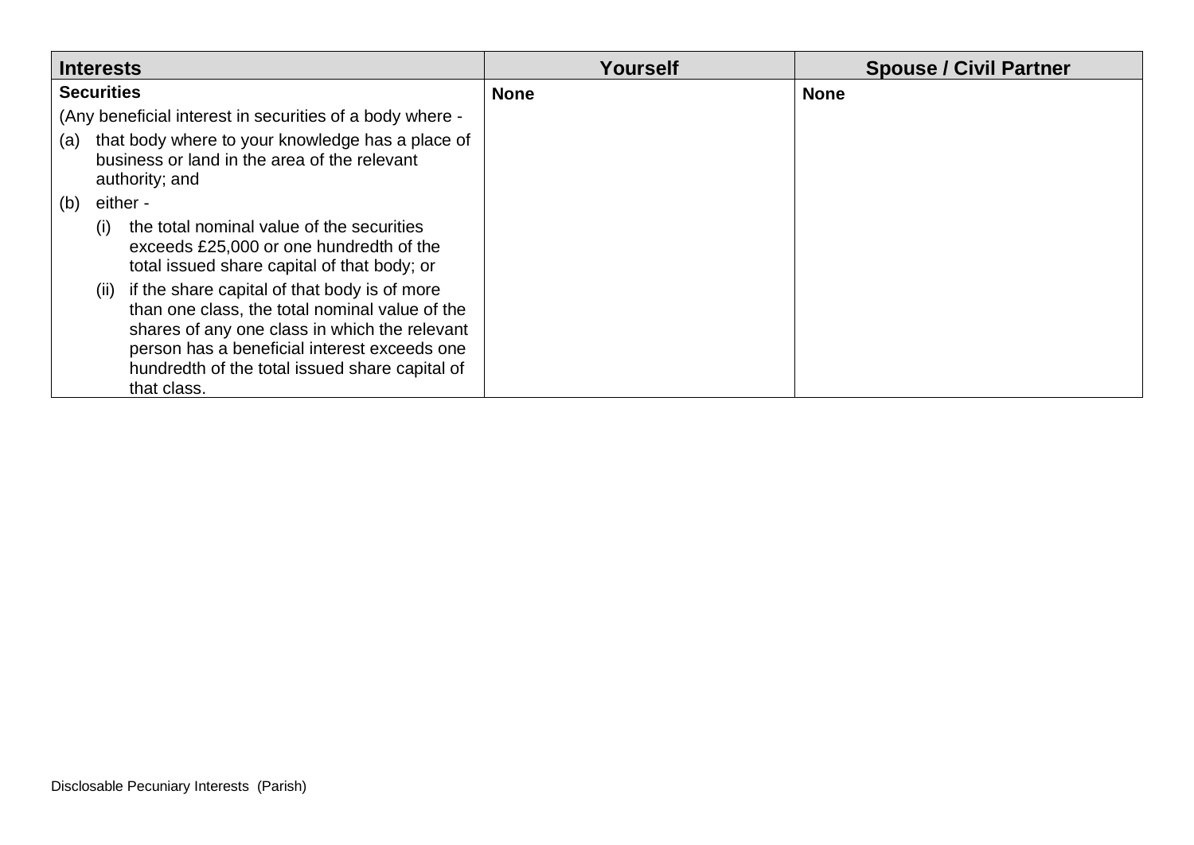| Interests | Yourself | Spouse / Civil Partner |
|---|---|---|
| **Securities**<br>(Any beneficial interest in securities of a body where -<br>(a) that body where to your knowledge has a place of business or land in the area of the relevant authority; and<br>(b) either -<br>(i) the total nominal value of the securities exceeds £25,000 or one hundredth of the total issued share capital of that body; or<br>(ii) if the share capital of that body is of more than one class, the total nominal value of the shares of any one class in which the relevant person has a beneficial interest exceeds one hundredth of the total issued share capital of that class. | **None** | **None** |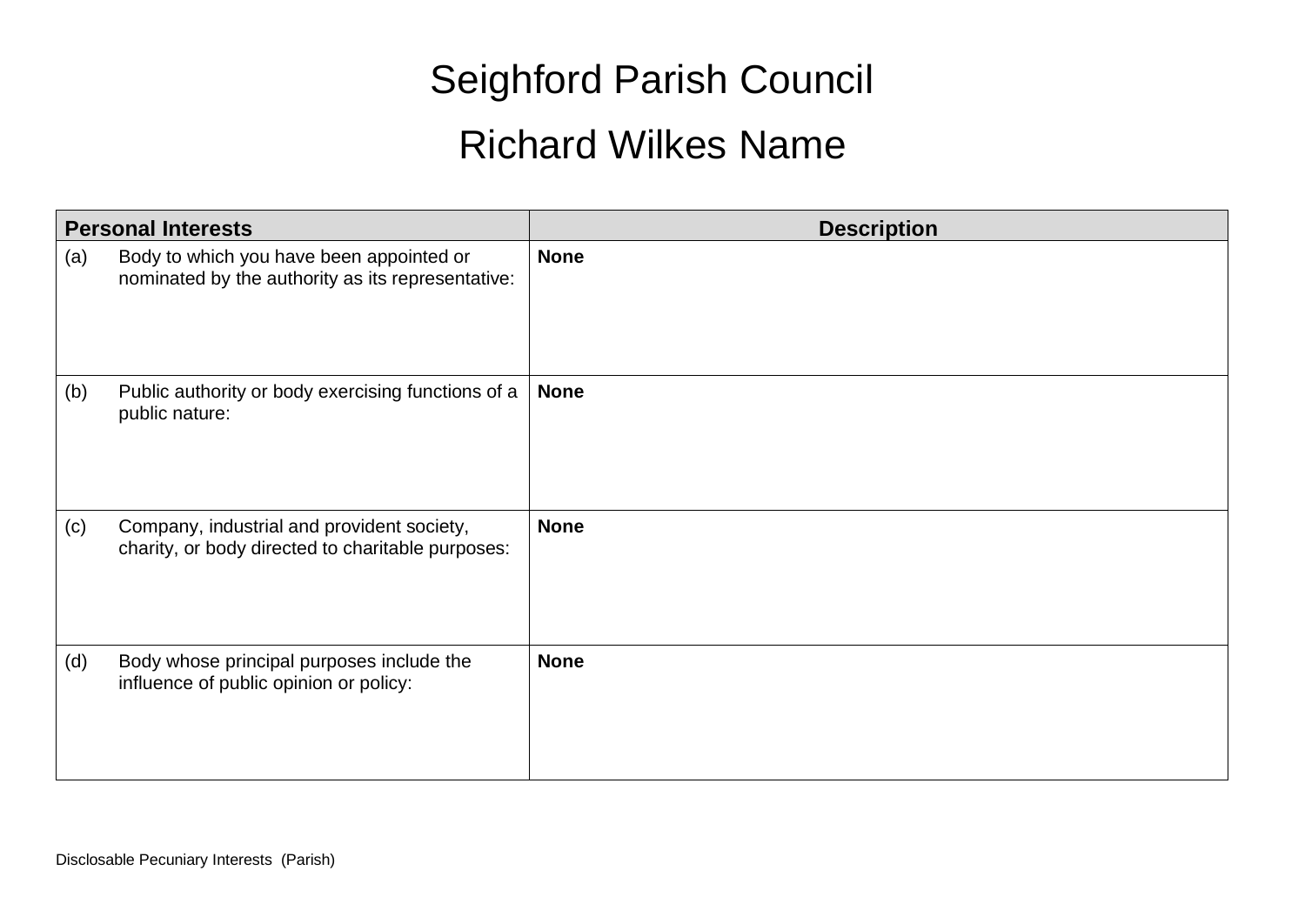# Seighford Parish Council

## Richard Wilkes Name

| Personal Interests | Description |
| --- | --- |
| (a) Body to which you have been appointed or nominated by the authority as its representative: | **None** |
| (b) Public authority or body exercising functions of a public nature: | **None** |
| (c) Company, industrial and provident society, charity, or body directed to charitable purposes: | **None** |
| (d) Body whose principal purposes include the influence of public opinion or policy: | **None** |

Disclosable Pecuniary Interests (Parish)